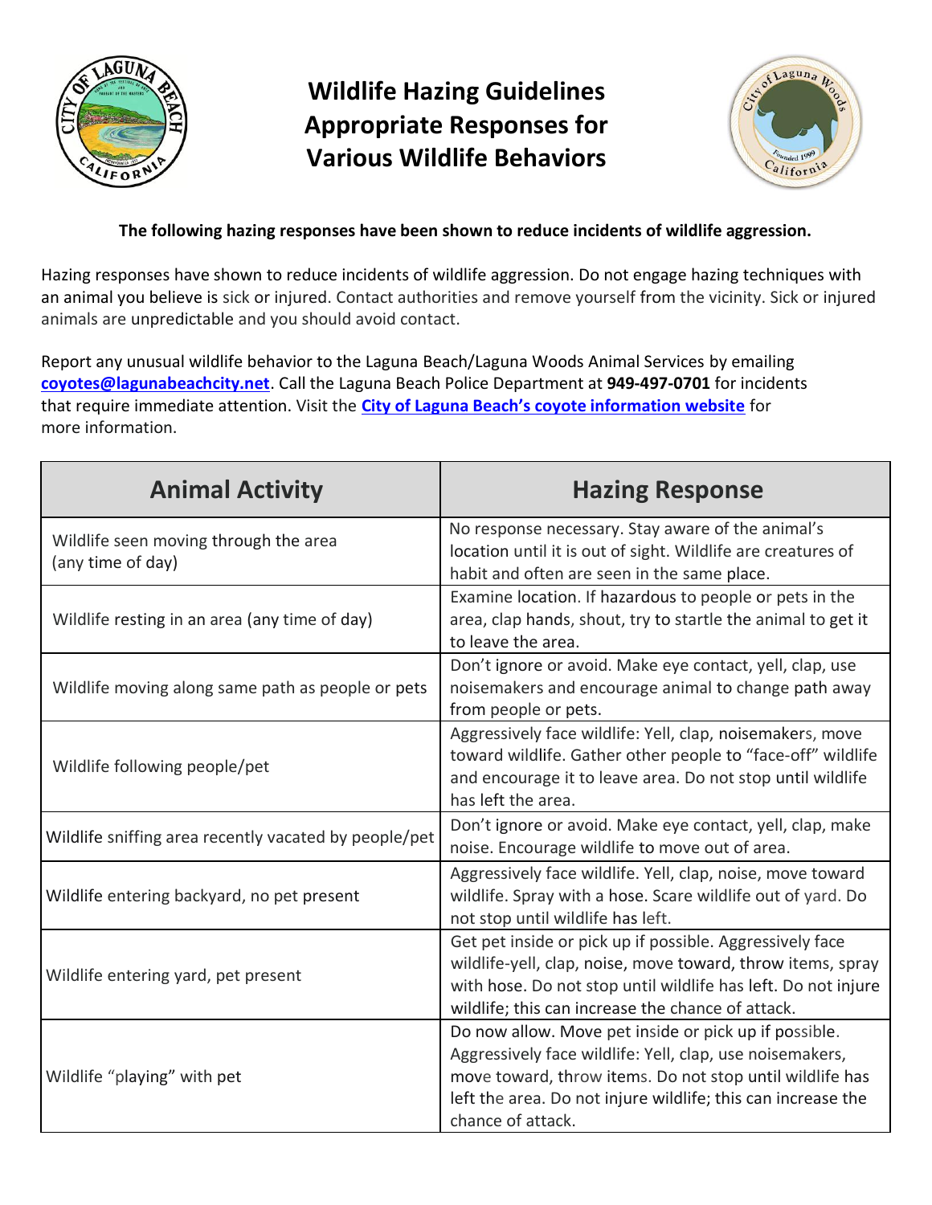# Wildlife Hazing Guidelines
# Appropriate Responses for Various Wildlife Behaviors

**The following hazing responses have been shown to reduce incidents of wildlife aggression.**

Hazing responses have shown to reduce incidents of wildlife aggression. Do not engage hazing techniques with an animal you believe is sick or injured. Contact authorities and remove yourself from the vicinity. Sick or injured animals are unpredictable and you should avoid contact.

Report any unusual wildlife behavior to the Laguna Beach/Laguna Woods Animal Services by emailing **coyotes@lagunabeachcity.net**. Call the Laguna Beach Police Department at **949-497-0701** for incidents that require immediate attention. Visit the **City of Laguna Beach's coyote information website** for more information.

| Animal Activity | Hazing Response |
|---|---|
| Wildlife seen moving through the area (any time of day) | No response necessary. Stay aware of the animal's location until it is out of sight. Wildlife are creatures of habit and often are seen in the same place. |
| Wildlife resting in an area (any time of day) | Examine location. If hazardous to people or pets in the area, clap hands, shout, try to startle the animal to get it to leave the area. |
| Wildlife moving along same path as people or pets | Don't ignore or avoid. Make eye contact, yell, clap, use noisemakers and encourage animal to change path away from people or pets. |
| Wildlife following people/pet | Aggressively face wildlife: Yell, clap, noisemakers, move toward wildlife. Gather other people to "face-off" wildlife and encourage it to leave area. Do not stop until wildlife has left the area. |
| Wildlife sniffing area recently vacated by people/pet | Don't ignore or avoid. Make eye contact, yell, clap, make noise. Encourage wildlife to move out of area. |
| Wildlife entering backyard, no pet present | Aggressively face wildlife. Yell, clap, noise, move toward wildlife. Spray with a hose. Scare wildlife out of yard. Do not stop until wildlife has left. |
| Wildlife entering yard, pet present | Get pet inside or pick up if possible. Aggressively face wildlife-yell, clap, noise, move toward, throw items, spray with hose. Do not stop until wildlife has left. Do not injure wildlife; this can increase the chance of attack. |
| Wildlife "playing" with pet | Do now allow. Move pet inside or pick up if possible. Aggressively face wildlife: Yell, clap, use noisemakers, move toward, throw items. Do not stop until wildlife has left the area. Do not injure wildlife; this can increase the chance of attack. |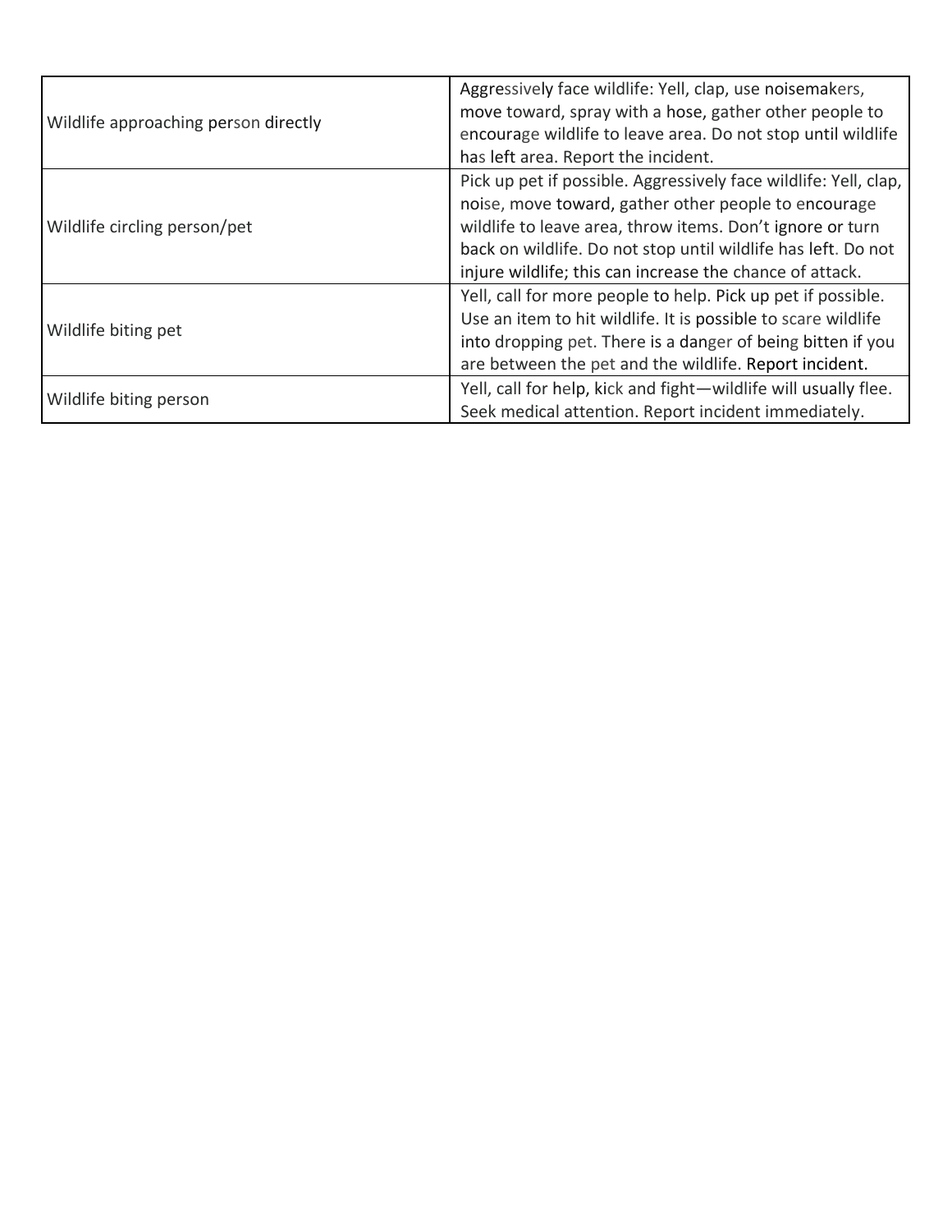| | |
|---|---|
| Wildlife approaching person directly | Aggressively face wildlife: Yell, clap, use noisemakers, move toward, spray with a hose, gather other people to encourage wildlife to leave area. Do not stop until wildlife has left area. Report the incident. |
| Wildlife circling person/pet | Pick up pet if possible. Aggressively face wildlife: Yell, clap, noise, move toward, gather other people to encourage wildlife to leave area, throw items. Don't ignore or turn back on wildlife. Do not stop until wildlife has left. Do not injure wildlife; this can increase the chance of attack. |
| Wildlife biting pet | Yell, call for more people to help. Pick up pet if possible. Use an item to hit wildlife. It is possible to scare wildlife into dropping pet. There is a danger of being bitten if you are between the pet and the wildlife. Report incident. |
| Wildlife biting person | Yell, call for help, kick and fight—wildlife will usually flee. Seek medical attention. Report incident immediately. |